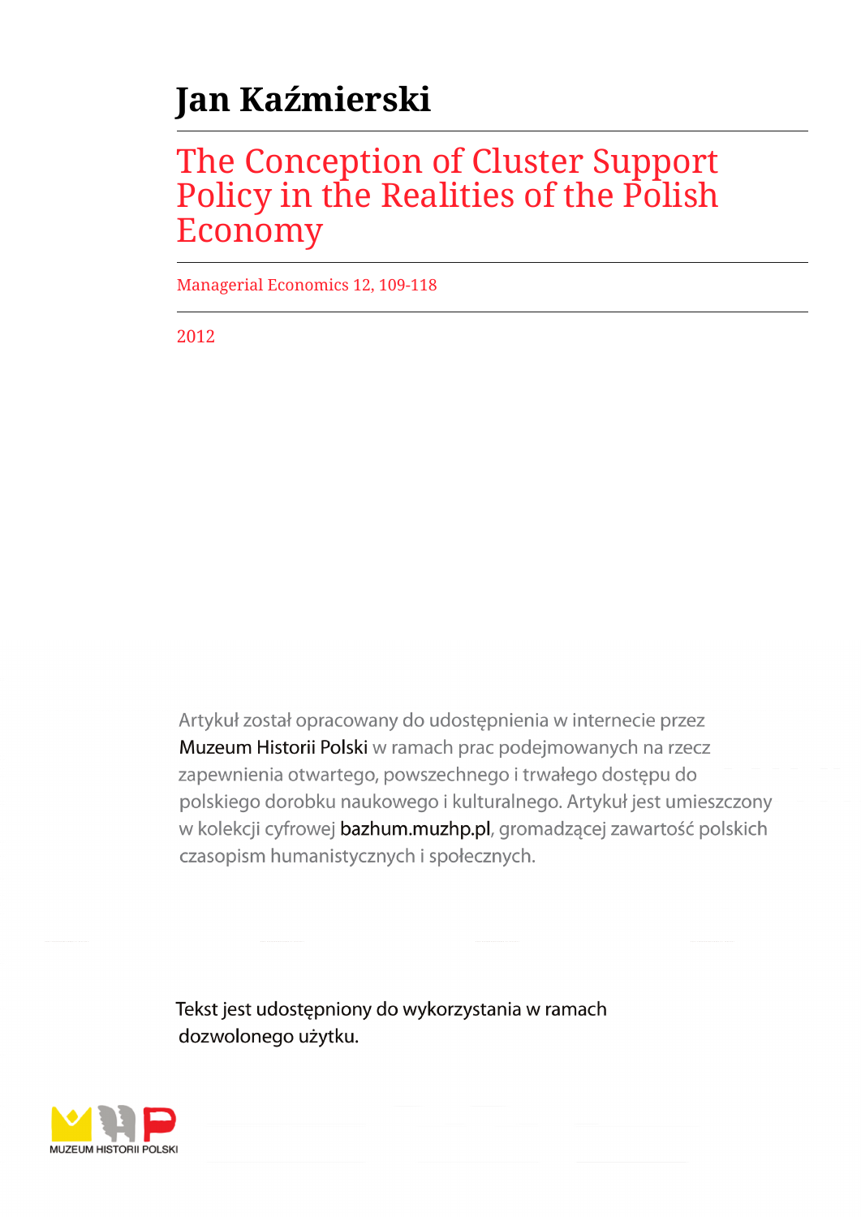# Jan Kaźmierski

## The Conception of Cluster Support Policy in the Realities of the Polish Economy

Managerial Economics 12, 109-118

2012

Artykuł został opracowany do udostępnienia w internecie przez Muzeum Historii Polski w ramach prac podejmowanych na rzecz zapewnienia otwartego, powszechnego i trwałego dostępu do polskiego dorobku naukowego i kulturalnego. Artykuł jest umieszczony w kolekcji cyfrowej bazhum.muzhp.pl, gromadzącej zawartość polskich czasopism humanistycznych i społecznych.

Tekst jest udostępniony do wykorzystania w ramach dozwolonego użytku.

MUZEUM HISTORII POLSKI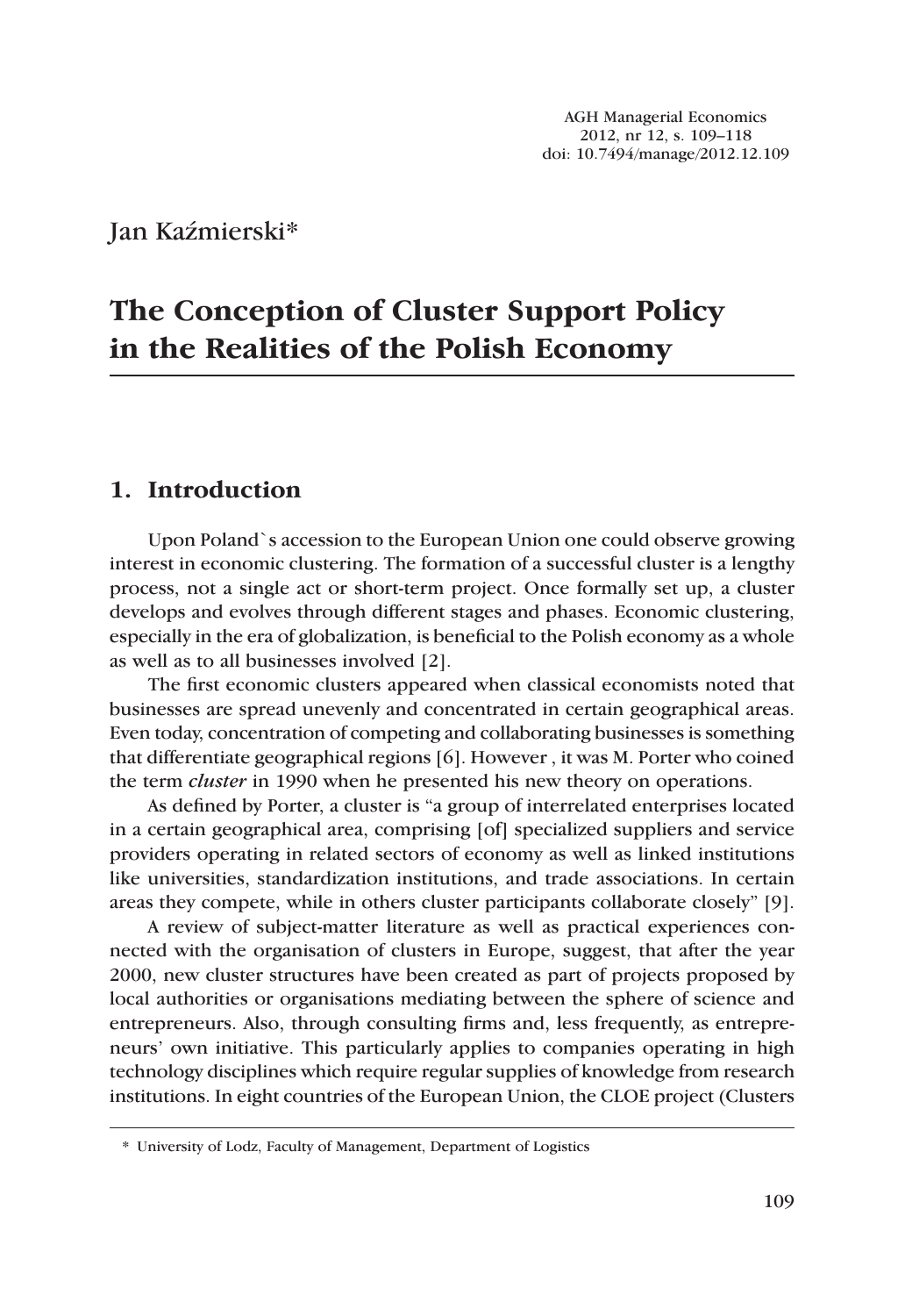Jan Kaźmierski*

# The Conception of Cluster Support Policy in the Realities of the Polish Economy

## 1. Introduction

Upon Poland`s accession to the European Union one could observe growing interest in economic clustering. The formation of a successful cluster is a lengthy process, not a single act or short-term project. Once formally set up, a cluster develops and evolves through different stages and phases. Economic clustering, especially in the era of globalization, is beneficial to the Polish economy as a whole as well as to all businesses involved [2].

The first economic clusters appeared when classical economists noted that businesses are spread unevenly and concentrated in certain geographical areas. Even today, concentration of competing and collaborating businesses is something that differentiate geographical regions [6]. However , it was M. Porter who coined the term *cluster* in 1990 when he presented his new theory on operations.

As defined by Porter, a cluster is "a group of interrelated enterprises located in a certain geographical area, comprising [of] specialized suppliers and service providers operating in related sectors of economy as well as linked institutions like universities, standardization institutions, and trade associations. In certain areas they compete, while in others cluster participants collaborate closely" [9].

A review of subject-matter literature as well as practical experiences connected with the organisation of clusters in Europe, suggest, that after the year 2000, new cluster structures have been created as part of projects proposed by local authorities or organisations mediating between the sphere of science and entrepreneurs. Also, through consulting firms and, less frequently, as entrepreneurs' own initiative. This particularly applies to companies operating in high technology disciplines which require regular supplies of knowledge from research institutions. In eight countries of the European Union, the CLOE project (Clusters

---

\* University of Lodz, Faculty of Management, Department of Logistics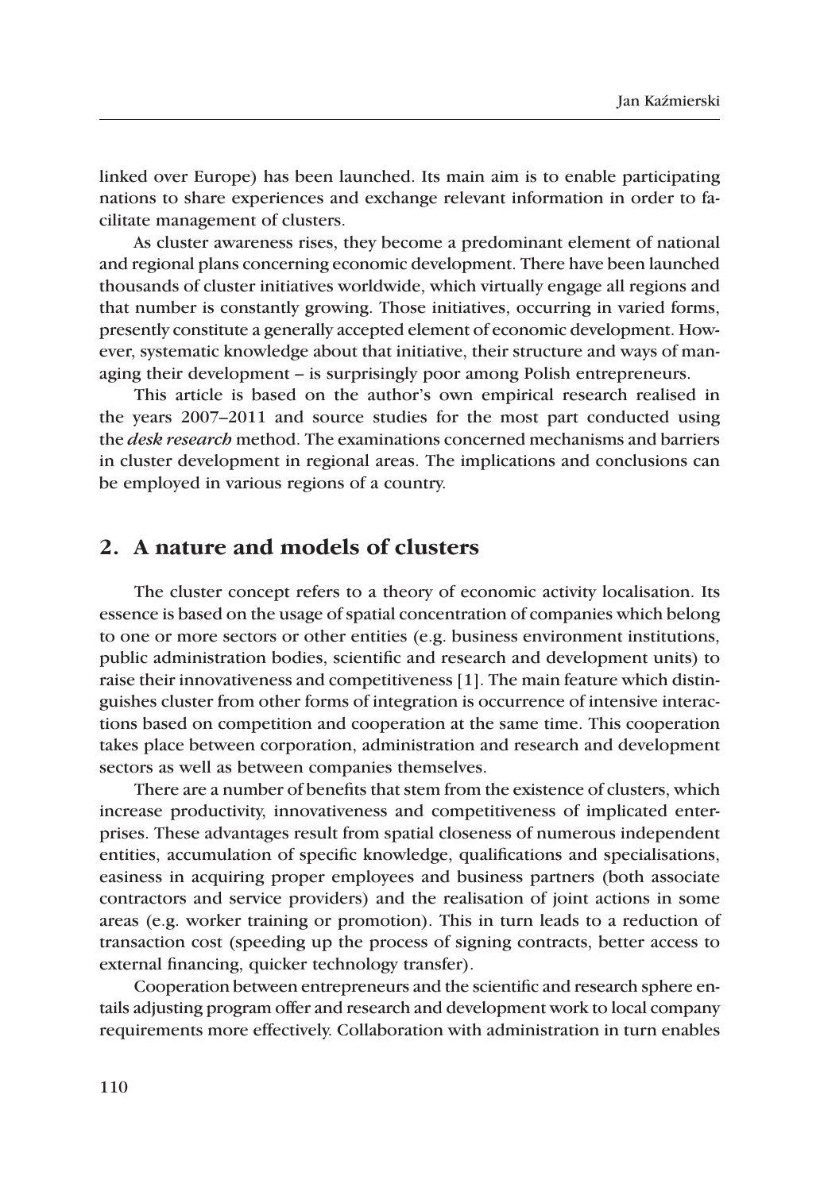linked over Europe) has been launched. Its main aim is to enable participating nations to share experiences and exchange relevant information in order to facilitate management of clusters.

As cluster awareness rises, they become a predominant element of national and regional plans concerning economic development. There have been launched thousands of cluster initiatives worldwide, which virtually engage all regions and that number is constantly growing. Those initiatives, occurring in varied forms, presently constitute a generally accepted element of economic development. However, systematic knowledge about that initiative, their structure and ways of managing their development – is surprisingly poor among Polish entrepreneurs.

This article is based on the author's own empirical research realised in the years 2007–2011 and source studies for the most part conducted using the ***desk research*** method. The examinations concerned mechanisms and barriers in cluster development in regional areas. The implications and conclusions can be employed in various regions of a country.

## 2. A nature and models of clusters

The cluster concept refers to a theory of economic activity localisation. Its essence is based on the usage of spatial concentration of companies which belong to one or more sectors or other entities (e.g. business environment institutions, public administration bodies, scientific and research and development units) to raise their innovativeness and competitiveness [1]. The main feature which distinguishes cluster from other forms of integration is occurrence of intensive interactions based on competition and cooperation at the same time. This cooperation takes place between corporation, administration and research and development sectors as well as between companies themselves.

There are a number of benefits that stem from the existence of clusters, which increase productivity, innovativeness and competitiveness of implicated enterprises. These advantages result from spatial closeness of numerous independent entities, accumulation of specific knowledge, qualifications and specialisations, easiness in acquiring proper employees and business partners (both associate contractors and service providers) and the realisation of joint actions in some areas (e.g. worker training or promotion). This in turn leads to a reduction of transaction cost (speeding up the process of signing contracts, better access to external financing, quicker technology transfer).

Cooperation between entrepreneurs and the scientific and research sphere entails adjusting program offer and research and development work to local company requirements more effectively. Collaboration with administration in turn enables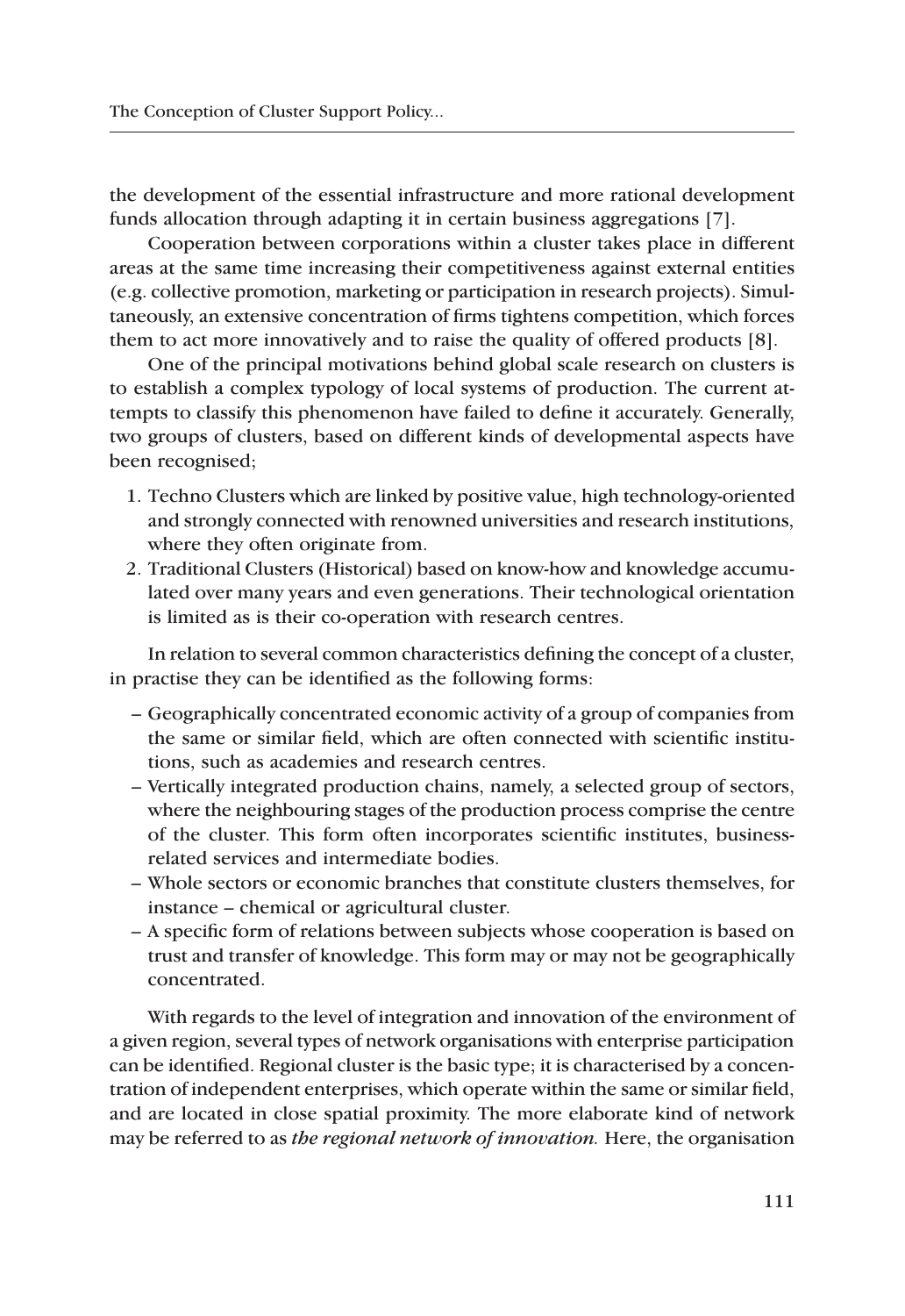the development of the essential infrastructure and more rational development funds allocation through adapting it in certain business aggregations [7].

Cooperation between corporations within a cluster takes place in different areas at the same time increasing their competitiveness against external entities (e.g. collective promotion, marketing or participation in research projects). Simultaneously, an extensive concentration of firms tightens competition, which forces them to act more innovatively and to raise the quality of offered products [8].

One of the principal motivations behind global scale research on clusters is to establish a complex typology of local systems of production. The current attempts to classify this phenomenon have failed to define it accurately. Generally, two groups of clusters, based on different kinds of developmental aspects have been recognised;

1. Techno Clusters which are linked by positive value, high technology-oriented and strongly connected with renowned universities and research institutions, where they often originate from.
2. Traditional Clusters (Historical) based on know-how and knowledge accumulated over many years and even generations. Their technological orientation is limited as is their co-operation with research centres.

In relation to several common characteristics defining the concept of a cluster, in practise they can be identified as the following forms:

– Geographically concentrated economic activity of a group of companies from the same or similar field, which are often connected with scientific institutions, such as academies and research centres.
– Vertically integrated production chains, namely, a selected group of sectors, where the neighbouring stages of the production process comprise the centre of the cluster. This form often incorporates scientific institutes, business-related services and intermediate bodies.
– Whole sectors or economic branches that constitute clusters themselves, for instance – chemical or agricultural cluster.
– A specific form of relations between subjects whose cooperation is based on trust and transfer of knowledge. This form may or may not be geographically concentrated.

With regards to the level of integration and innovation of the environment of a given region, several types of network organisations with enterprise participation can be identified. Regional cluster is the basic type; it is characterised by a concentration of independent enterprises, which operate within the same or similar field, and are located in close spatial proximity. The more elaborate kind of network may be referred to as *the regional network of innovation.* Here, the organisation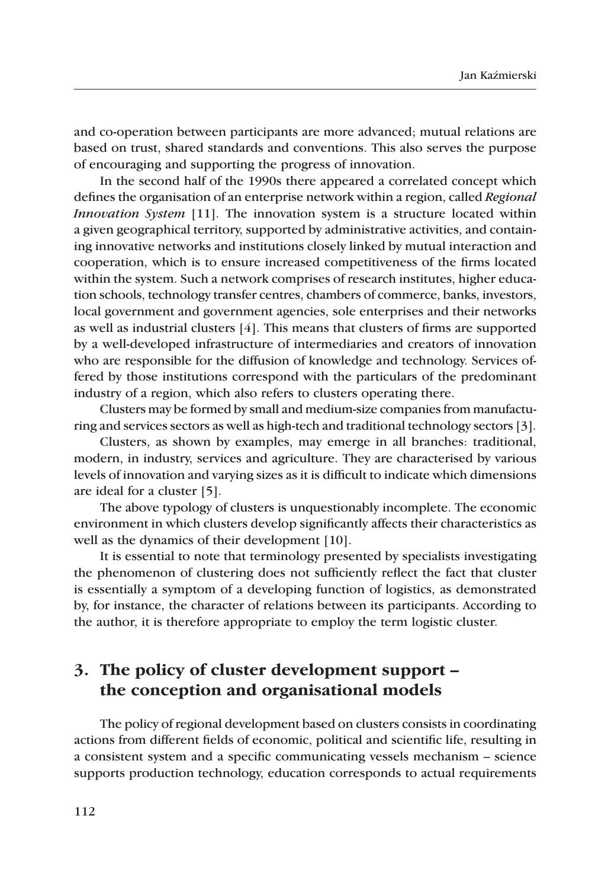and co-operation between participants are more advanced; mutual relations are based on trust, shared standards and conventions. This also serves the purpose of encouraging and supporting the progress of innovation.

In the second half of the 1990s there appeared a correlated concept which defines the organisation of an enterprise network within a region, called *Regional Innovation System* [11]. The innovation system is a structure located within a given geographical territory, supported by administrative activities, and containing innovative networks and institutions closely linked by mutual interaction and cooperation, which is to ensure increased competitiveness of the firms located within the system. Such a network comprises of research institutes, higher education schools, technology transfer centres, chambers of commerce, banks, investors, local government and government agencies, sole enterprises and their networks as well as industrial clusters [4]. This means that clusters of firms are supported by a well-developed infrastructure of intermediaries and creators of innovation who are responsible for the diffusion of knowledge and technology. Services offered by those institutions correspond with the particulars of the predominant industry of a region, which also refers to clusters operating there.

Clusters may be formed by small and medium-size companies from manufacturing and services sectors as well as high-tech and traditional technology sectors [3].

Clusters, as shown by examples, may emerge in all branches: traditional, modern, in industry, services and agriculture. They are characterised by various levels of innovation and varying sizes as it is difficult to indicate which dimensions are ideal for a cluster [5].

The above typology of clusters is unquestionably incomplete. The economic environment in which clusters develop significantly affects their characteristics as well as the dynamics of their development [10].

It is essential to note that terminology presented by specialists investigating the phenomenon of clustering does not sufficiently reflect the fact that cluster is essentially a symptom of a developing function of logistics, as demonstrated by, for instance, the character of relations between its participants. According to the author, it is therefore appropriate to employ the term logistic cluster.

## 3. The policy of cluster development support – the conception and organisational models

The policy of regional development based on clusters consists in coordinating actions from different fields of economic, political and scientific life, resulting in a consistent system and a specific communicating vessels mechanism – science supports production technology, education corresponds to actual requirements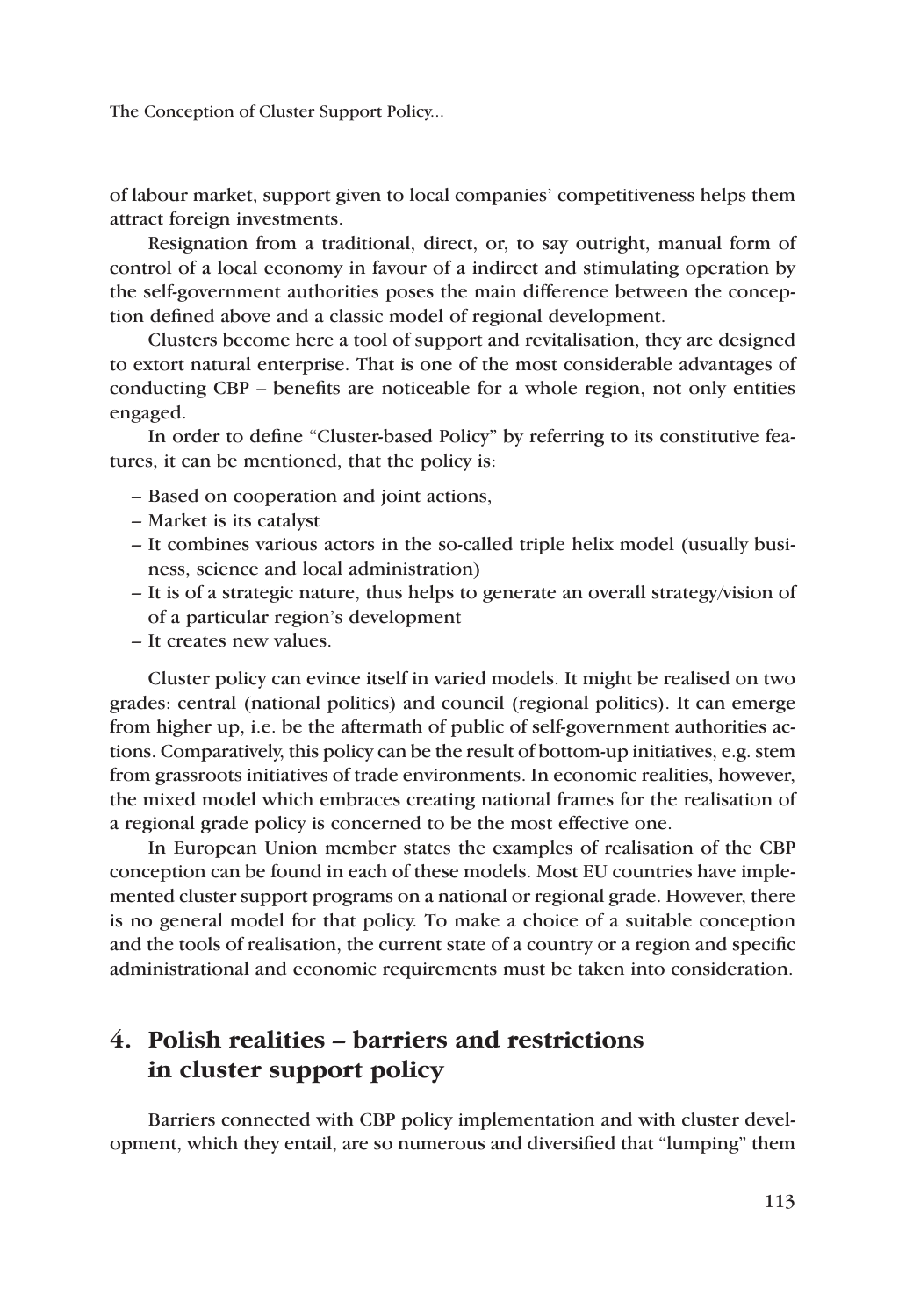of labour market, support given to local companies' competitiveness helps them attract foreign investments.

Resignation from a traditional, direct, or, to say outright, manual form of control of a local economy in favour of a indirect and stimulating operation by the self-government authorities poses the main difference between the conception defined above and a classic model of regional development.

Clusters become here a tool of support and revitalisation, they are designed to extort natural enterprise. That is one of the most considerable advantages of conducting CBP – benefits are noticeable for a whole region, not only entities engaged.

In order to define "Cluster-based Policy" by referring to its constitutive features, it can be mentioned, that the policy is:

– Based on cooperation and joint actions,
– Market is its catalyst
– It combines various actors in the so-called triple helix model (usually business, science and local administration)
– It is of a strategic nature, thus helps to generate an overall strategy/vision of of a particular region's development
– It creates new values.

Cluster policy can evince itself in varied models. It might be realised on two grades: central (national politics) and council (regional politics). It can emerge from higher up, i.e. be the aftermath of public of self-government authorities actions. Comparatively, this policy can be the result of bottom-up initiatives, e.g. stem from grassroots initiatives of trade environments. In economic realities, however, the mixed model which embraces creating national frames for the realisation of a regional grade policy is concerned to be the most effective one.

In European Union member states the examples of realisation of the CBP conception can be found in each of these models. Most EU countries have implemented cluster support programs on a national or regional grade. However, there is no general model for that policy. To make a choice of a suitable conception and the tools of realisation, the current state of a country or a region and specific administrational and economic requirements must be taken into consideration.

## 4. Polish realities – barriers and restrictions in cluster support policy

Barriers connected with CBP policy implementation and with cluster development, which they entail, are so numerous and diversified that "lumping" them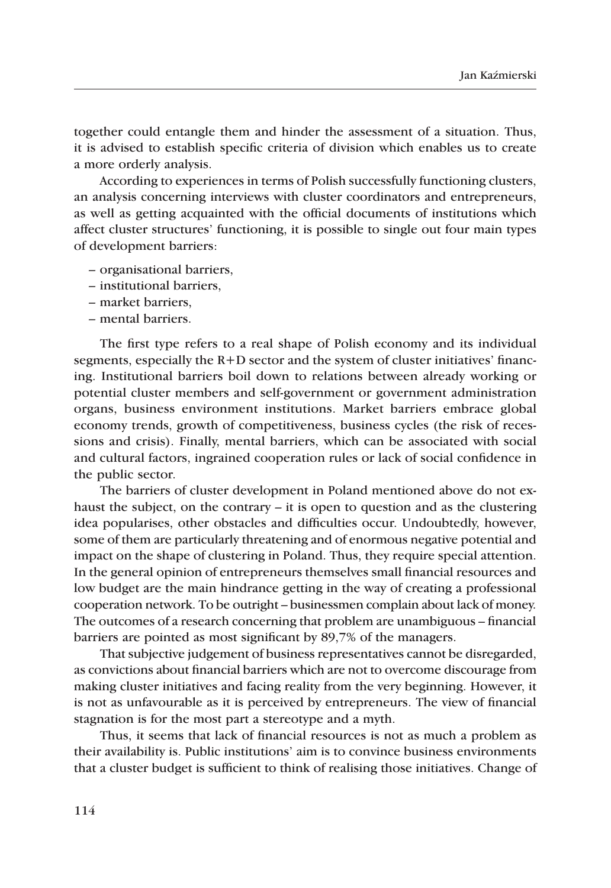together could entangle them and hinder the assessment of a situation. Thus, it is advised to establish specific criteria of division which enables us to create a more orderly analysis.

According to experiences in terms of Polish successfully functioning clusters, an analysis concerning interviews with cluster coordinators and entrepreneurs, as well as getting acquainted with the official documents of institutions which affect cluster structures' functioning, it is possible to single out four main types of development barriers:

– organisational barriers,
– institutional barriers,
– market barriers,
– mental barriers.

The first type refers to a real shape of Polish economy and its individual segments, especially the R+D sector and the system of cluster initiatives' financing. Institutional barriers boil down to relations between already working or potential cluster members and self-government or government administration organs, business environment institutions. Market barriers embrace global economy trends, growth of competitiveness, business cycles (the risk of recessions and crisis). Finally, mental barriers, which can be associated with social and cultural factors, ingrained cooperation rules or lack of social confidence in the public sector.

The barriers of cluster development in Poland mentioned above do not exhaust the subject, on the contrary – it is open to question and as the clustering idea popularises, other obstacles and difficulties occur. Undoubtedly, however, some of them are particularly threatening and of enormous negative potential and impact on the shape of clustering in Poland. Thus, they require special attention. In the general opinion of entrepreneurs themselves small financial resources and low budget are the main hindrance getting in the way of creating a professional cooperation network. To be outright – businessmen complain about lack of money. The outcomes of a research concerning that problem are unambiguous – financial barriers are pointed as most significant by 89,7% of the managers.

That subjective judgement of business representatives cannot be disregarded, as convictions about financial barriers which are not to overcome discourage from making cluster initiatives and facing reality from the very beginning. However, it is not as unfavourable as it is perceived by entrepreneurs. The view of financial stagnation is for the most part a stereotype and a myth.

Thus, it seems that lack of financial resources is not as much a problem as their availability is. Public institutions' aim is to convince business environments that a cluster budget is sufficient to think of realising those initiatives. Change of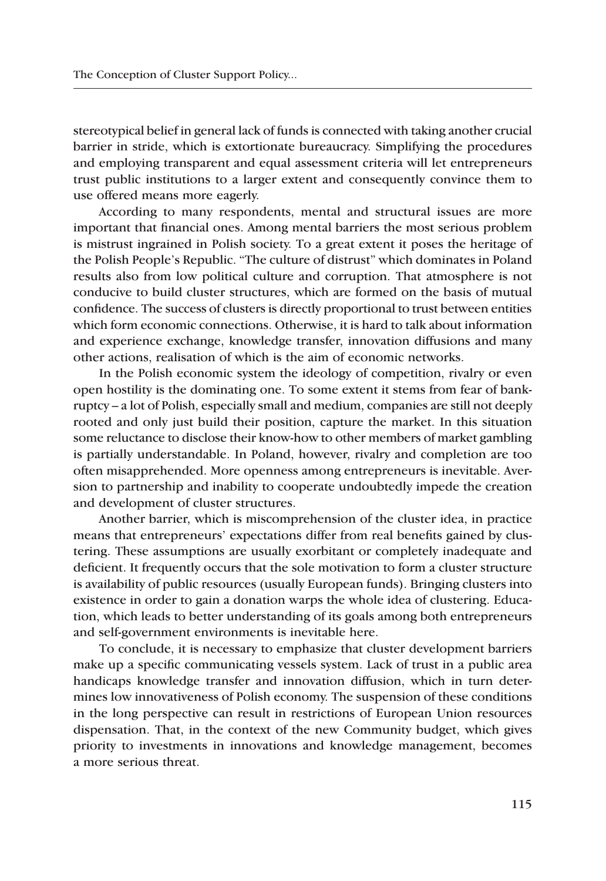stereotypical belief in general lack of funds is connected with taking another crucial barrier in stride, which is extortionate bureaucracy. Simplifying the procedures and employing transparent and equal assessment criteria will let entrepreneurs trust public institutions to a larger extent and consequently convince them to use offered means more eagerly.

According to many respondents, mental and structural issues are more important that financial ones. Among mental barriers the most serious problem is mistrust ingrained in Polish society. To a great extent it poses the heritage of the Polish People's Republic. "The culture of distrust" which dominates in Poland results also from low political culture and corruption. That atmosphere is not conducive to build cluster structures, which are formed on the basis of mutual confidence. The success of clusters is directly proportional to trust between entities which form economic connections. Otherwise, it is hard to talk about information and experience exchange, knowledge transfer, innovation diffusions and many other actions, realisation of which is the aim of economic networks.

In the Polish economic system the ideology of competition, rivalry or even open hostility is the dominating one. To some extent it stems from fear of bankruptcy – a lot of Polish, especially small and medium, companies are still not deeply rooted and only just build their position, capture the market. In this situation some reluctance to disclose their know-how to other members of market gambling is partially understandable. In Poland, however, rivalry and completion are too often misapprehended. More openness among entrepreneurs is inevitable. Aversion to partnership and inability to cooperate undoubtedly impede the creation and development of cluster structures.

Another barrier, which is miscomprehension of the cluster idea, in practice means that entrepreneurs' expectations differ from real benefits gained by clustering. These assumptions are usually exorbitant or completely inadequate and deficient. It frequently occurs that the sole motivation to form a cluster structure is availability of public resources (usually European funds). Bringing clusters into existence in order to gain a donation warps the whole idea of clustering. Education, which leads to better understanding of its goals among both entrepreneurs and self-government environments is inevitable here.

To conclude, it is necessary to emphasize that cluster development barriers make up a specific communicating vessels system. Lack of trust in a public area handicaps knowledge transfer and innovation diffusion, which in turn determines low innovativeness of Polish economy. The suspension of these conditions in the long perspective can result in restrictions of European Union resources dispensation. That, in the context of the new Community budget, which gives priority to investments in innovations and knowledge management, becomes a more serious threat.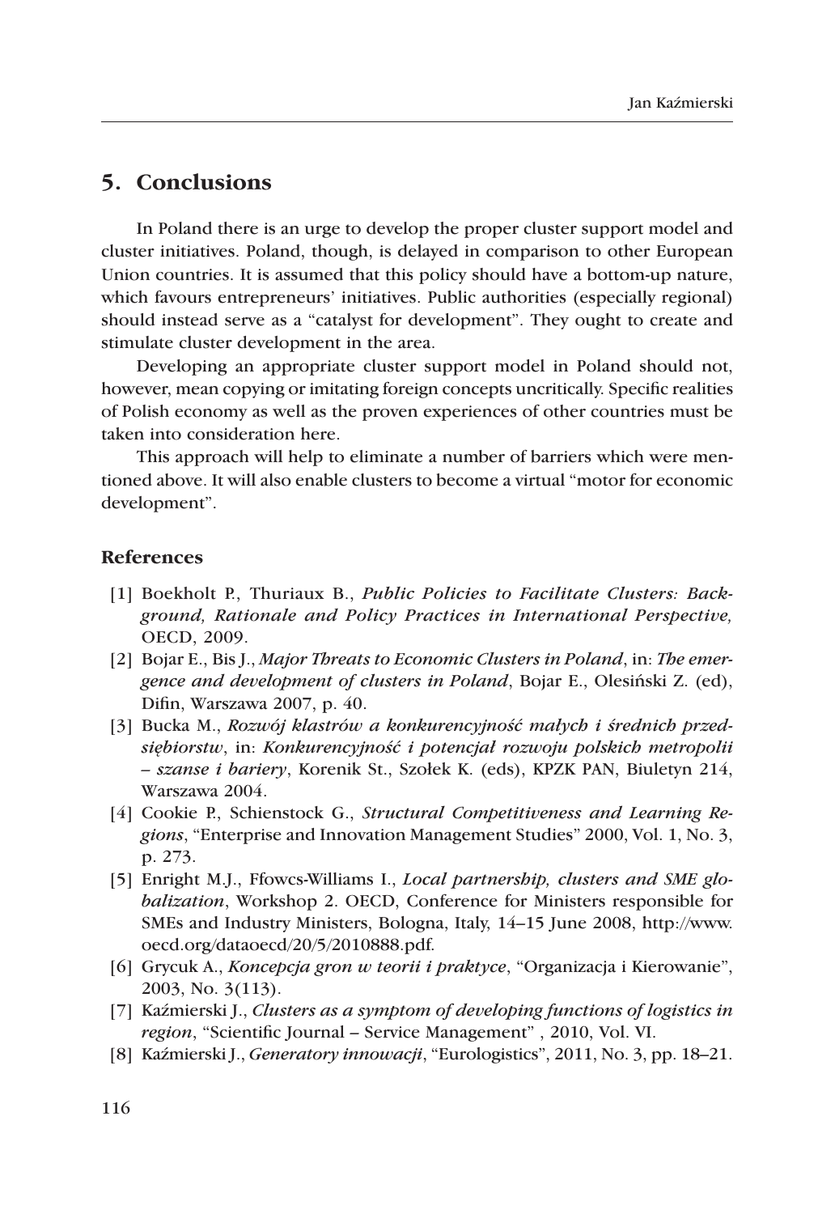## 5. Conclusions

In Poland there is an urge to develop the proper cluster support model and cluster initiatives. Poland, though, is delayed in comparison to other European Union countries. It is assumed that this policy should have a bottom-up nature, which favours entrepreneurs' initiatives. Public authorities (especially regional) should instead serve as a "catalyst for development". They ought to create and stimulate cluster development in the area.

Developing an appropriate cluster support model in Poland should not, however, mean copying or imitating foreign concepts uncritically. Specific realities of Polish economy as well as the proven experiences of other countries must be taken into consideration here.

This approach will help to eliminate a number of barriers which were mentioned above. It will also enable clusters to become a virtual "motor for economic development".

### References

[1] Boekholt P., Thuriaux B., *Public Policies to Facilitate Clusters: Background, Rationale and Policy Practices in International Perspective,* OECD, 2009.

[2] Bojar E., Bis J., *Major Threats to Economic Clusters in Poland*, in: *The emergence and development of clusters in Poland*, Bojar E., Olesiński Z. (ed), Difin, Warszawa 2007, p. 40.

[3] Bucka M., *Rozwój klastrów a konkurencyjność małych i średnich przedsiębiorstw*, in: *Konkurencyjność i potencjał rozwoju polskich metropolii – szanse i bariery*, Korenik St., Szołek K. (eds), KPZK PAN, Biuletyn 214, Warszawa 2004.

[4] Cookie P., Schienstock G., *Structural Competitiveness and Learning Regions*, "Enterprise and Innovation Management Studies" 2000, Vol. 1, No. 3, p. 273.

[5] Enright M.J., Ffowcs-Williams I., *Local partnership, clusters and SME globalization*, Workshop 2. OECD, Conference for Ministers responsible for SMEs and Industry Ministers, Bologna, Italy, 14–15 June 2008, http://www.oecd.org/dataoecd/20/5/2010888.pdf.

[6] Grycuk A., *Koncepcja gron w teorii i praktyce*, "Organizacja i Kierowanie", 2003, No. 3(113).

[7] Kaźmierski J., *Clusters as a symptom of developing functions of logistics in region*, "Scientific Journal – Service Management" , 2010, Vol. VI.

[8] Kaźmierski J., *Generatory innowacji*, "Eurologistics", 2011, No. 3, pp. 18–21.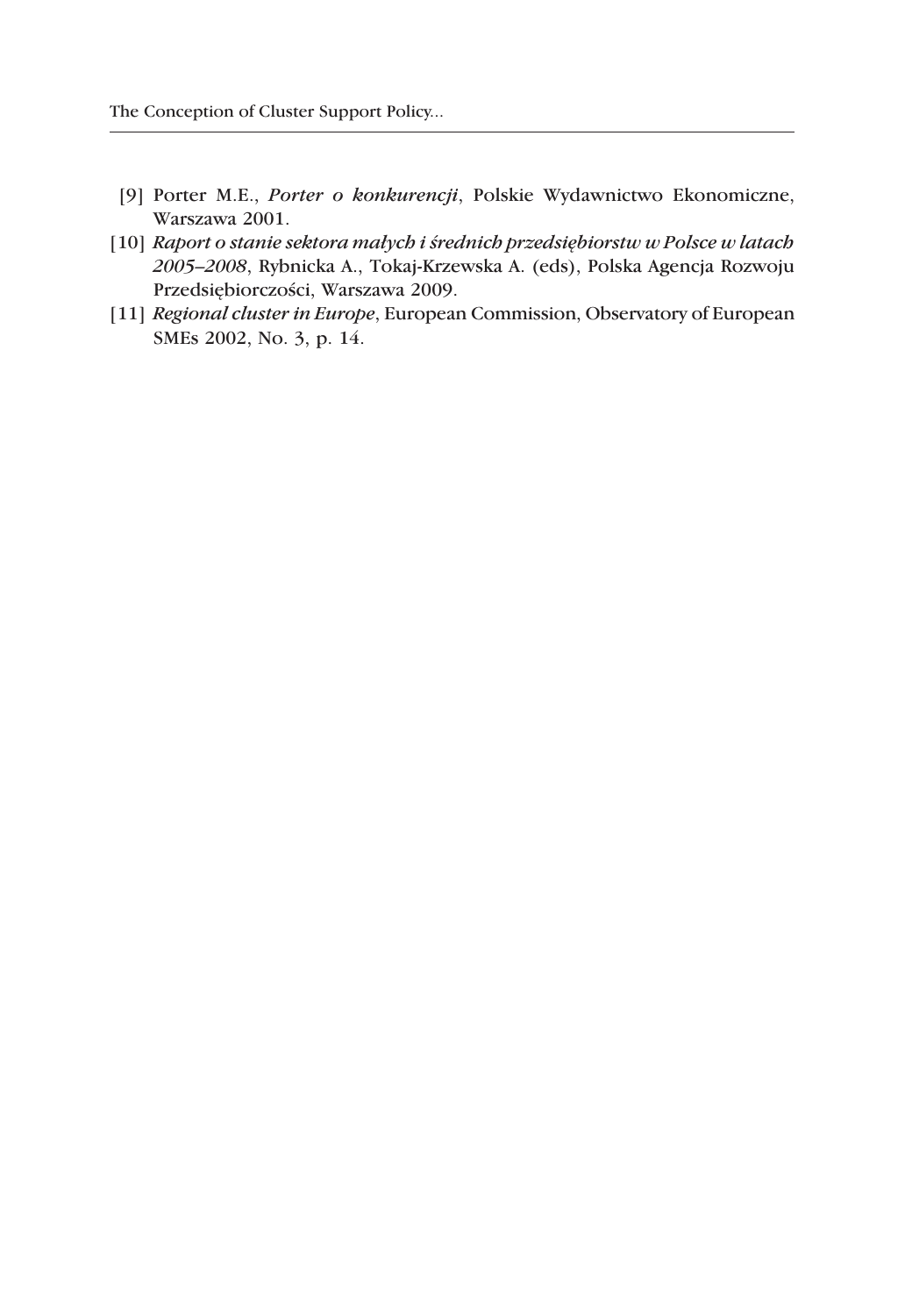[9] Porter M.E., *Porter o konkurencji*, Polskie Wydawnictwo Ekonomiczne, Warszawa 2001.

[10] *Raport o stanie sektora małych i średnich przedsiębiorstw w Polsce w latach 2005–2008*, Rybnicka A., Tokaj-Krzewska A. (eds), Polska Agencja Rozwoju Przedsiębiorczości, Warszawa 2009.

[11] *Regional cluster in Europe*, European Commission, Observatory of European SMEs 2002, No. 3, p. 14.